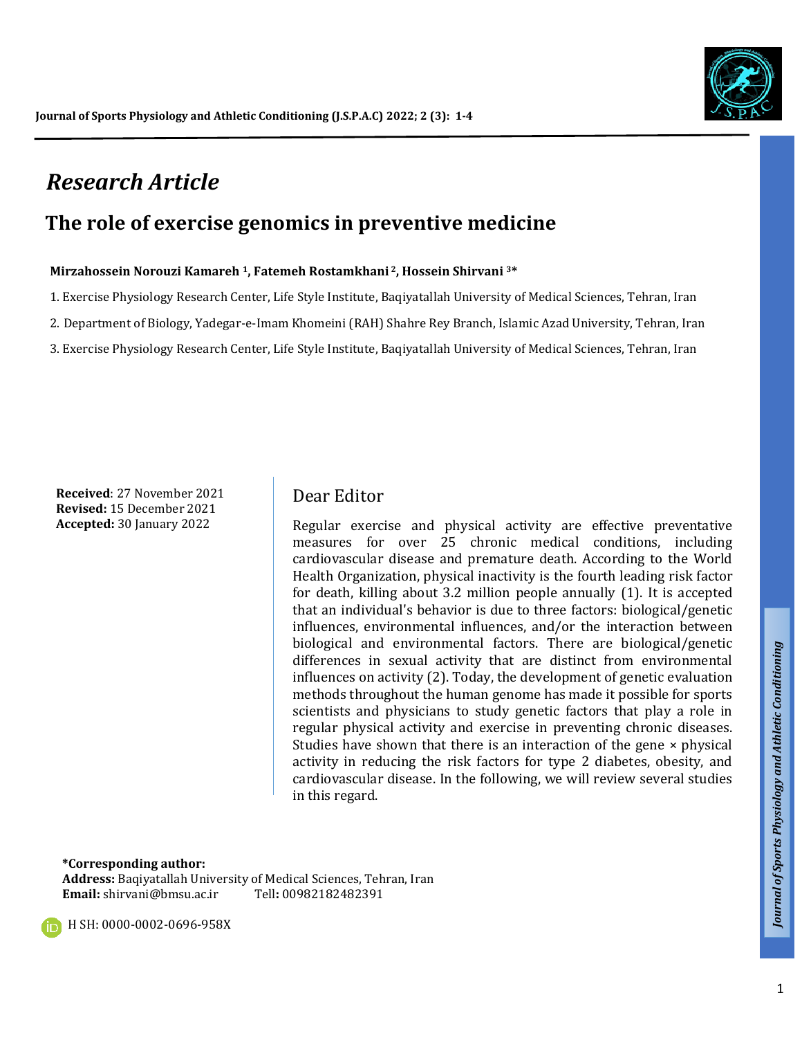*Research Article*

# The role of exercise genomics in preventive medicine

**Mirzahossein Norouzi Kamareh [1], Fatemeh Rostamkhani [2], Hossein Shirvani [3]***

1. Exercise Physiology Research Center, Life Style Institute, Baqiyatallah University of Medical Sciences, Tehran, Iran
2. Department of Biology, Yadegar-e-Imam Khomeini (RAH) Shahre Rey Branch, Islamic Azad University, Tehran, Iran
3. Exercise Physiology Research Center, Life Style Institute, Baqiyatallah University of Medical Sciences, Tehran, Iran

**Received**: 27 November 2021
**Revised:** 15 December 2021
**Accepted:** 30 January 2022

## Dear Editor

Regular exercise and physical activity are effective preventative measures for over 25 chronic medical conditions, including cardiovascular disease and premature death. According to the World Health Organization, physical inactivity is the fourth leading risk factor for death, killing about 3.2 million people annually (1). It is accepted that an individual's behavior is due to three factors: biological/genetic influences, environmental influences, and/or the interaction between biological and environmental factors. There are biological/genetic differences in sexual activity that are distinct from environmental influences on activity (2). Today, the development of genetic evaluation methods throughout the human genome has made it possible for sports scientists and physicians to study genetic factors that play a role in regular physical activity and exercise in preventing chronic diseases. Studies have shown that there is an interaction of the gene × physical activity in reducing the risk factors for type 2 diabetes, obesity, and cardiovascular disease. In the following, we will review several studies in this regard.

**\*Corresponding author:**
**Address:** Baqiyatallah University of Medical Sciences, Tehran, Iran
**Email:** shirvani@bmsu.ac.ir Tell**:** 00982182482391

H SH: 0000-0002-0696-958X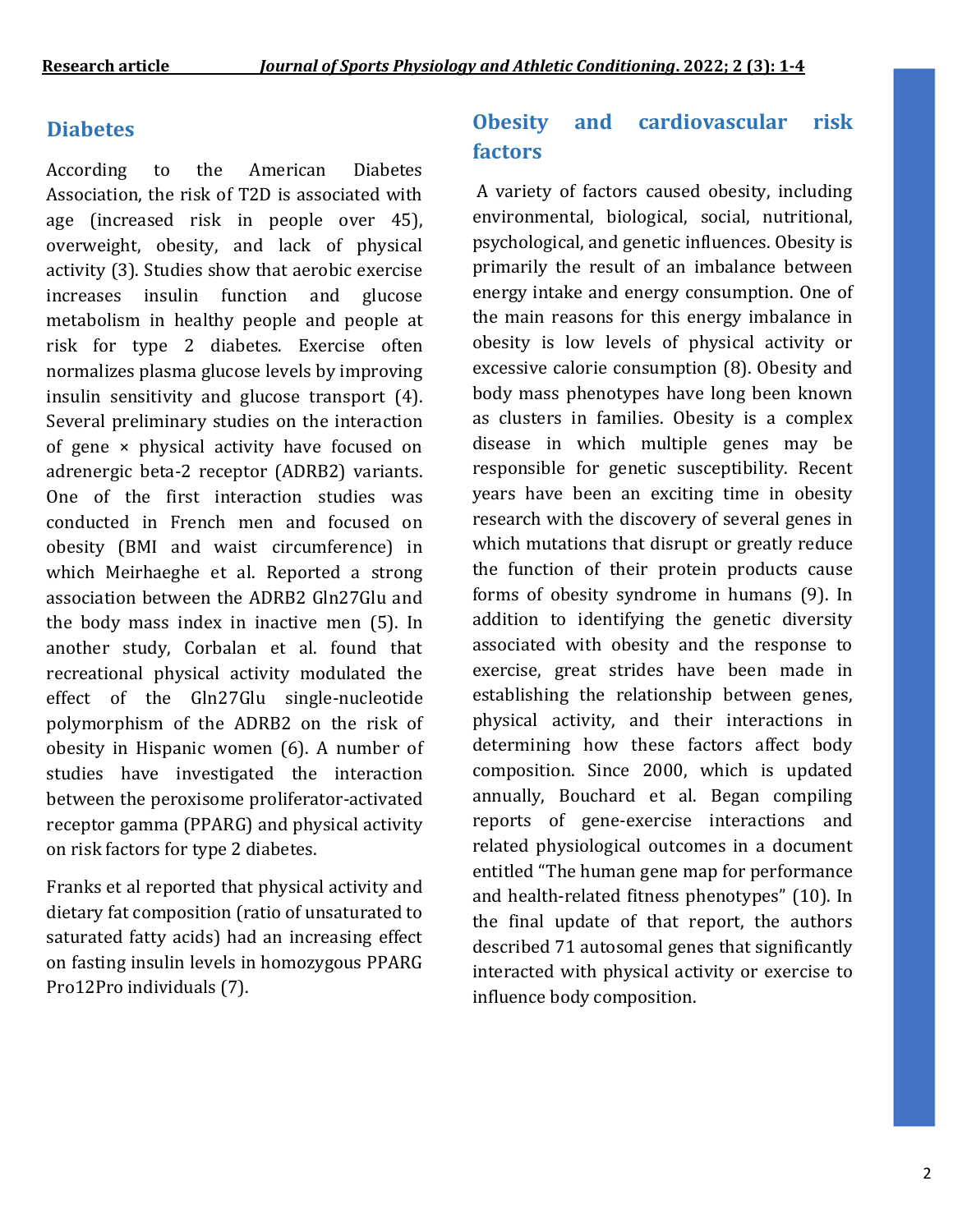## Diabetes

According to the American Diabetes Association, the risk of T2D is associated with age (increased risk in people over 45), overweight, obesity, and lack of physical activity (3). Studies show that aerobic exercise increases insulin function and glucose metabolism in healthy people and people at risk for type 2 diabetes. Exercise often normalizes plasma glucose levels by improving insulin sensitivity and glucose transport (4). Several preliminary studies on the interaction of gene × physical activity have focused on adrenergic beta-2 receptor (ADRB2) variants. One of the first interaction studies was conducted in French men and focused on obesity (BMI and waist circumference) in which Meirhaeghe et al. Reported a strong association between the ADRB2 Gln27Glu and the body mass index in inactive men (5). In another study, Corbalan et al. found that recreational physical activity modulated the effect of the Gln27Glu single-nucleotide polymorphism of the ADRB2 on the risk of obesity in Hispanic women (6). A number of studies have investigated the interaction between the peroxisome proliferator-activated receptor gamma (PPARG) and physical activity on risk factors for type 2 diabetes.

Franks et al reported that physical activity and dietary fat composition (ratio of unsaturated to saturated fatty acids) had an increasing effect on fasting insulin levels in homozygous PPARG Pro12Pro individuals (7).

## Obesity and cardiovascular risk factors

A variety of factors caused obesity, including environmental, biological, social, nutritional, psychological, and genetic influences. Obesity is primarily the result of an imbalance between energy intake and energy consumption. One of the main reasons for this energy imbalance in obesity is low levels of physical activity or excessive calorie consumption (8). Obesity and body mass phenotypes have long been known as clusters in families. Obesity is a complex disease in which multiple genes may be responsible for genetic susceptibility. Recent years have been an exciting time in obesity research with the discovery of several genes in which mutations that disrupt or greatly reduce the function of their protein products cause forms of obesity syndrome in humans (9). In addition to identifying the genetic diversity associated with obesity and the response to exercise, great strides have been made in establishing the relationship between genes, physical activity, and their interactions in determining how these factors affect body composition. Since 2000, which is updated annually, Bouchard et al. Began compiling reports of gene-exercise interactions and related physiological outcomes in a document entitled "The human gene map for performance and health-related fitness phenotypes" (10). In the final update of that report, the authors described 71 autosomal genes that significantly interacted with physical activity or exercise to influence body composition.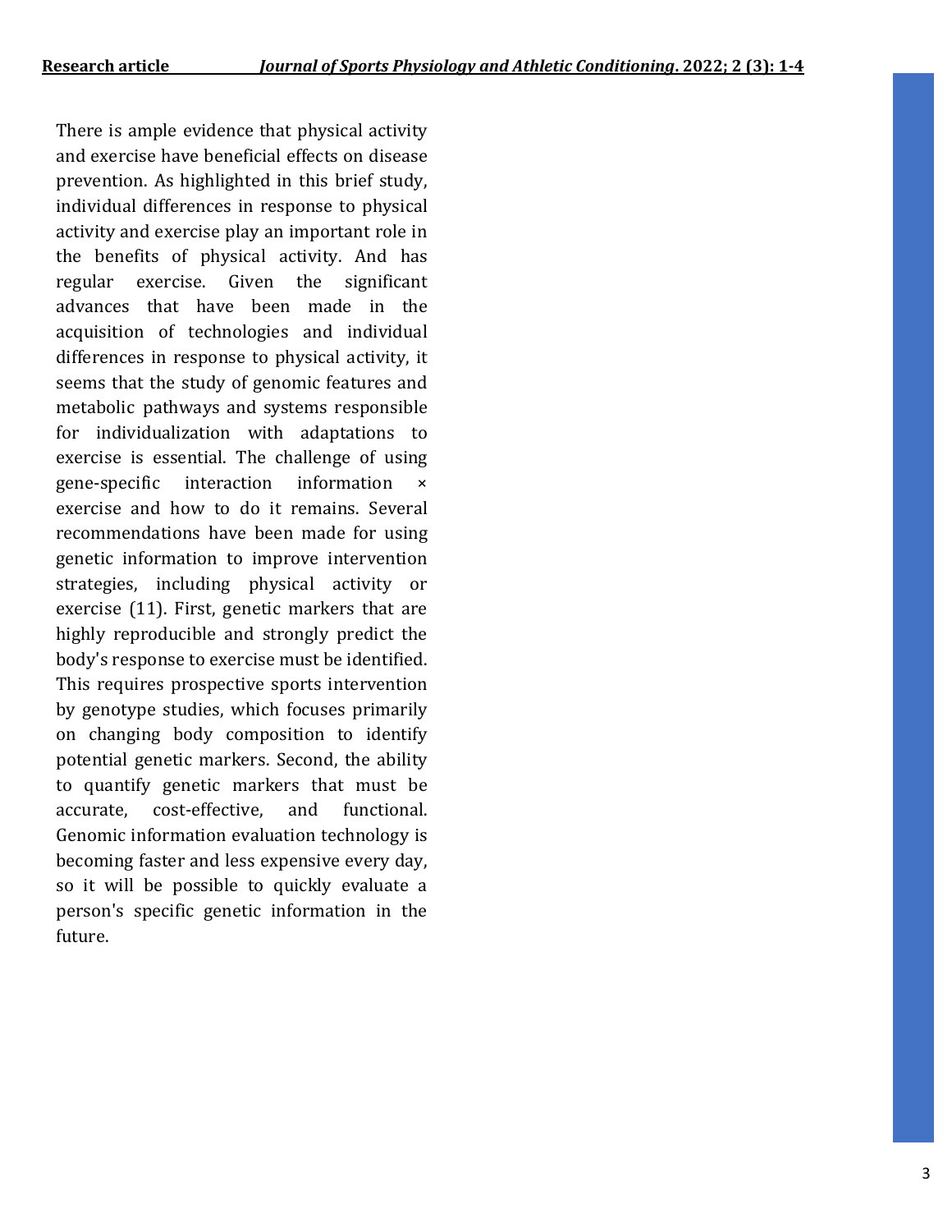There is ample evidence that physical activity and exercise have beneficial effects on disease prevention. As highlighted in this brief study, individual differences in response to physical activity and exercise play an important role in the benefits of physical activity. And has regular exercise. Given the significant advances that have been made in the acquisition of technologies and individual differences in response to physical activity, it seems that the study of genomic features and metabolic pathways and systems responsible for individualization with adaptations to exercise is essential. The challenge of using gene-specific interaction information × exercise and how to do it remains. Several recommendations have been made for using genetic information to improve intervention strategies, including physical activity or exercise (11). First, genetic markers that are highly reproducible and strongly predict the body's response to exercise must be identified. This requires prospective sports intervention by genotype studies, which focuses primarily on changing body composition to identify potential genetic markers. Second, the ability to quantify genetic markers that must be accurate, cost-effective, and functional. Genomic information evaluation technology is becoming faster and less expensive every day, so it will be possible to quickly evaluate a person's specific genetic information in the future.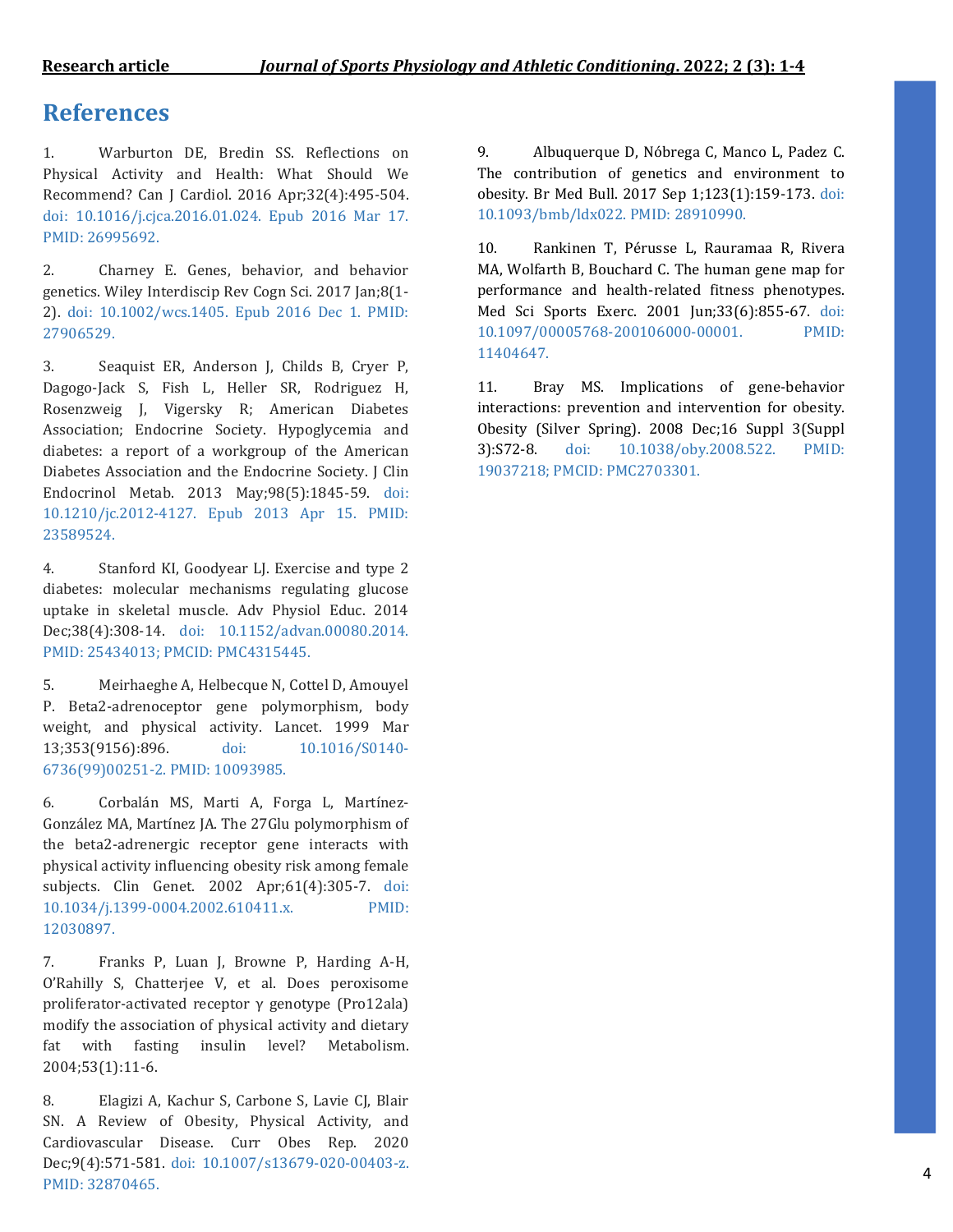## References

1. Warburton DE, Bredin SS. Reflections on Physical Activity and Health: What Should We Recommend? Can J Cardiol. 2016 Apr;32(4):495-504. doi: 10.1016/j.cjca.2016.01.024. Epub 2016 Mar 17. PMID: 26995692.

2. Charney E. Genes, behavior, and behavior genetics. Wiley Interdiscip Rev Cogn Sci. 2017 Jan;8(1-2). doi: 10.1002/wcs.1405. Epub 2016 Dec 1. PMID: 27906529.

3. Seaquist ER, Anderson J, Childs B, Cryer P, Dagogo-Jack S, Fish L, Heller SR, Rodriguez H, Rosenzweig J, Vigersky R; American Diabetes Association; Endocrine Society. Hypoglycemia and diabetes: a report of a workgroup of the American Diabetes Association and the Endocrine Society. J Clin Endocrinol Metab. 2013 May;98(5):1845-59. doi: 10.1210/jc.2012-4127. Epub 2013 Apr 15. PMID: 23589524.

4. Stanford KI, Goodyear LJ. Exercise and type 2 diabetes: molecular mechanisms regulating glucose uptake in skeletal muscle. Adv Physiol Educ. 2014 Dec;38(4):308-14. doi: 10.1152/advan.00080.2014. PMID: 25434013; PMCID: PMC4315445.

5. Meirhaeghe A, Helbecque N, Cottel D, Amouyel P. Beta2-adrenoceptor gene polymorphism, body weight, and physical activity. Lancet. 1999 Mar 13;353(9156):896. doi: 10.1016/S0140-6736(99)00251-2. PMID: 10093985.

6. Corbalán MS, Marti A, Forga L, Martínez-González MA, Martínez JA. The 27Glu polymorphism of the beta2-adrenergic receptor gene interacts with physical activity influencing obesity risk among female subjects. Clin Genet. 2002 Apr;61(4):305-7. doi: 10.1034/j.1399-0004.2002.610411.x. PMID: 12030897.

7. Franks P, Luan J, Browne P, Harding A-H, O'Rahilly S, Chatterjee V, et al. Does peroxisome proliferator-activated receptor γ genotype (Pro12ala) modify the association of physical activity and dietary fat with fasting insulin level? Metabolism. 2004;53(1):11-6.

8. Elagizi A, Kachur S, Carbone S, Lavie CJ, Blair SN. A Review of Obesity, Physical Activity, and Cardiovascular Disease. Curr Obes Rep. 2020 Dec;9(4):571-581. doi: 10.1007/s13679-020-00403-z. PMID: 32870465.

9. Albuquerque D, Nóbrega C, Manco L, Padez C. The contribution of genetics and environment to obesity. Br Med Bull. 2017 Sep 1;123(1):159-173. doi: 10.1093/bmb/ldx022. PMID: 28910990.

10. Rankinen T, Pérusse L, Rauramaa R, Rivera MA, Wolfarth B, Bouchard C. The human gene map for performance and health-related fitness phenotypes. Med Sci Sports Exerc. 2001 Jun;33(6):855-67. doi: 10.1097/00005768-200106000-00001. PMID: 11404647.

11. Bray MS. Implications of gene-behavior interactions: prevention and intervention for obesity. Obesity (Silver Spring). 2008 Dec;16 Suppl 3(Suppl 3):S72-8. doi: 10.1038/oby.2008.522. PMID: 19037218; PMCID: PMC2703301.